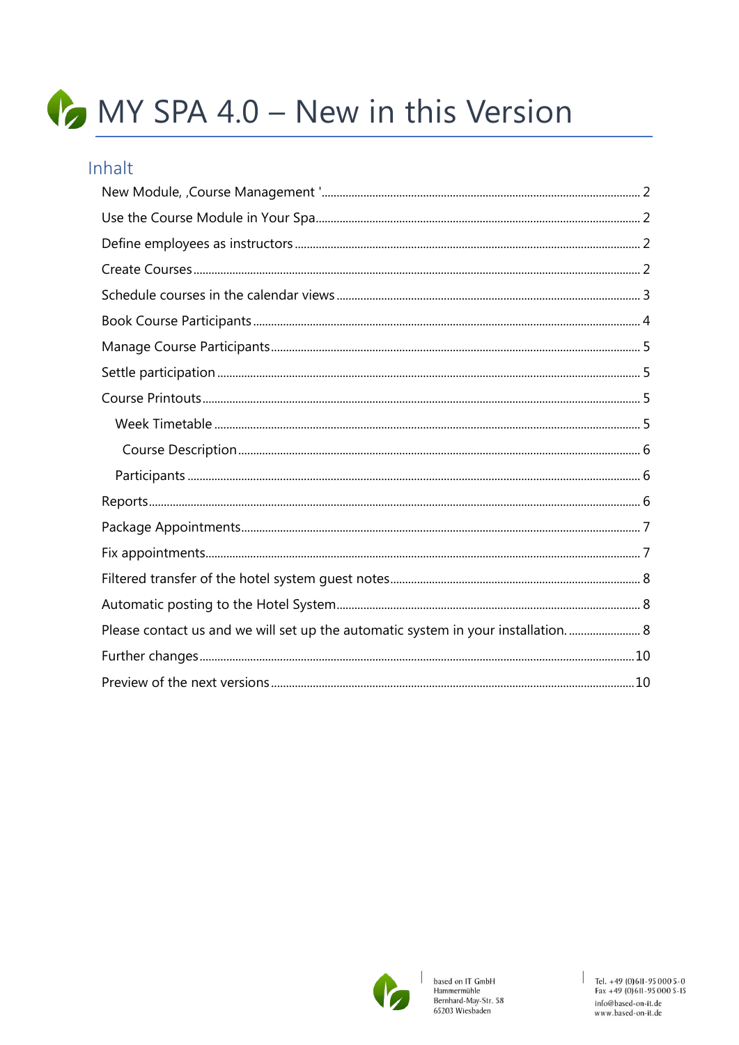# MY SPA 4.0 – New in this Version

## Inhalt

New Module, ‚Course Management '........................................................................................................ 2

Use the Course Module in Your Spa........................................................................................................ 2

Define employees as instructors ............................................................................................................... 2

Create Courses ............................................................................................................................................ 2

Schedule courses in the calendar views ................................................................................................... 3

Book Course Participants ........................................................................................................................... 4

Manage Course Participants ....................................................................................................................... 5

Settle participation ...................................................................................................................................... 5

Course Printouts ........................................................................................................................................... 5

- Week Timetable ....................................................................................................................................... 5
  - Course Description ............................................................................................................................. 6
- Participants ............................................................................................................................................... 6

Reports ........................................................................................................................................................... 6

Package Appointments ................................................................................................................................. 7

Fix appointments ........................................................................................................................................... 7

Filtered transfer of the hotel system guest notes ........................................................................................ 8

Automatic posting to the Hotel System ......................................................................................................... 8

Please contact us and we will set up the automatic system in your installation. ......................................... 8

Further changes ............................................................................................................................................ 10

Preview of the next versions ......................................................................................................................... 10

based on IT GmbH
Hammermühle
Bernhard-May-Str. 58
65203 Wiesbaden

Tel. +49 (0)611-95 000 5-0
Fax +49 (0)611-95 000 5-15
info@based-on-it.de
www.based-on-it.de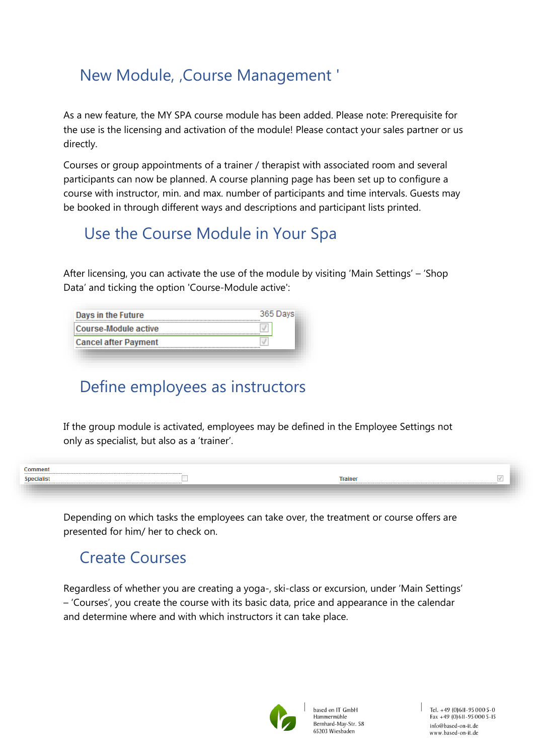# New Module, ‚Course Management '

As a new feature, the MY SPA course module has been added. Please note: Prerequisite for the use is the licensing and activation of the module! Please contact your sales partner or us directly.

Courses or group appointments of a trainer / therapist with associated room and several participants can now be planned. A course planning page has been set up to configure a course with instructor, min. and max. number of participants and time intervals. Guests may be booked in through different ways and descriptions and participant lists printed.

## Use the Course Module in Your Spa

After licensing, you can activate the use of the module by visiting 'Main Settings' – 'Shop Data' and ticking the option 'Course-Module active':

| Days in the Future | 365 Days |
|---|---|
| Course-Module active | ☑ |
| Cancel after Payment | ☑ |

# Define employees as instructors

If the group module is activated, employees may be defined in the Employee Settings not only as specialist, but also as a 'trainer'.

| Comment | | | |
|---|---|---|---|
| Specialist | ☐ | Trainer | ☑ |

Depending on which tasks the employees can take over, the treatment or course offers are presented for him/ her to check on.

# Create Courses

Regardless of whether you are creating a yoga-, ski-class or excursion, under 'Main Settings' – 'Courses', you create the course with its basic data, price and appearance in the calendar and determine where and with which instructors it can take place.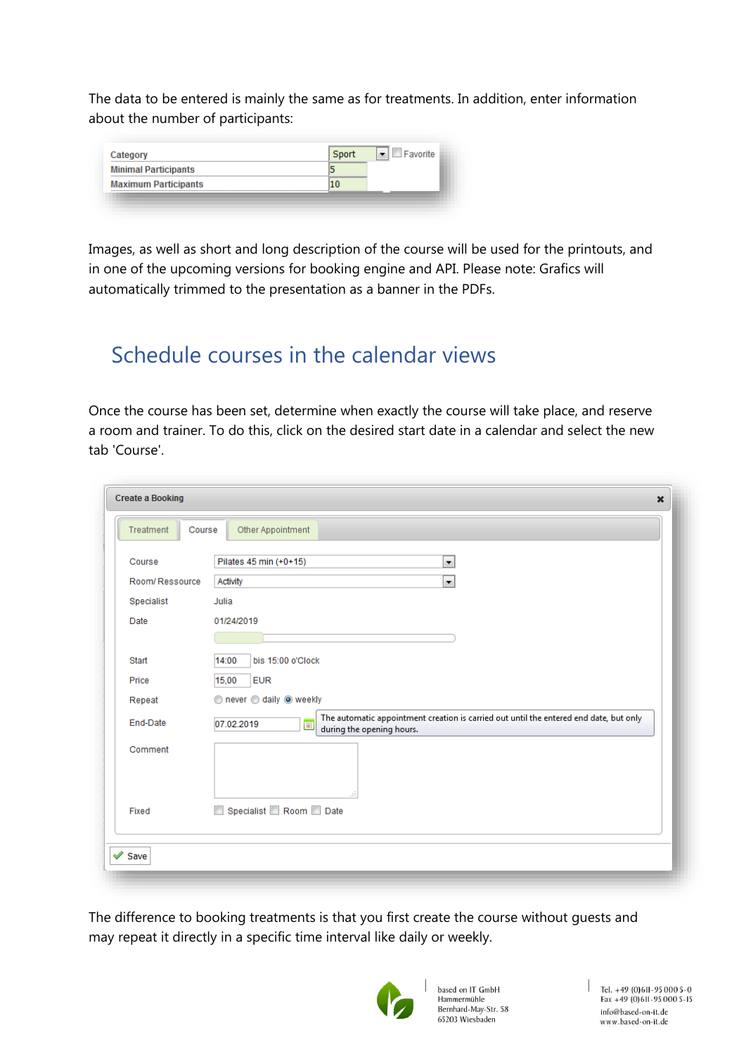The data to be entered is mainly the same as for treatments. In addition, enter information about the number of participants:

| | | |
|---|---|---|
| Category | Sport | Favorite |
| Minimal Participants | 5 | |
| Maximum Participants | 10 | |

Images, as well as short and long description of the course will be used for the printouts, and in one of the upcoming versions for booking engine and API. Please note: Grafics will automatically trimmed to the presentation as a banner in the PDFs.

# Schedule courses in the calendar views

Once the course has been set, determine when exactly the course will take place, and reserve a room and trainer. To do this, click on the desired start date in a calendar and select the new tab 'Course'.

**Create a Booking**

Treatment | Course | Other Appointment

| | |
|---|---|
| Course | Pilates 45 min (+0+15) |
| Room/ Ressource | Activity |
| Specialist | Julia |
| Date | 01/24/2019 |
| Start | 14:00 bis 15:00 o'Clock |
| Price | 15,00 EUR |
| Repeat | never / daily / weekly |
| End-Date | 07.02.2019 — The automatic appointment creation is carried out until the entered end date, but only during the opening hours. |
| Comment | |
| Fixed | Specialist / Room / Date |

Save

The difference to booking treatments is that you first create the course without guests and may repeat it directly in a specific time interval like daily or weekly.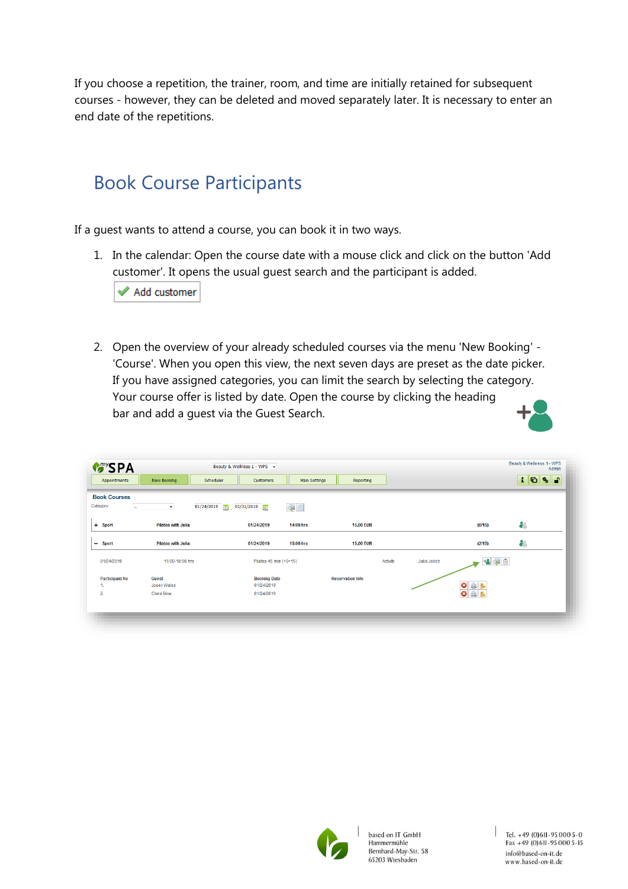If you choose a repetition, the trainer, room, and time are initially retained for subsequent courses - however, they can be deleted and moved separately later. It is necessary to enter an end date of the repetitions.

## Book Course Participants

If a guest wants to attend a course, you can book it in two ways.

1. In the calendar: Open the course date with a mouse click and click on the button 'Add customer'. It opens the usual guest search and the participant is added.

2. Open the overview of your already scheduled courses via the menu 'New Booking' - 'Course'. When you open this view, the next seven days are preset as the date picker. If you have assigned categories, you can limit the search by selecting the category. Your course offer is listed by date. Open the course by clicking the heading bar and add a guest via the Guest Search.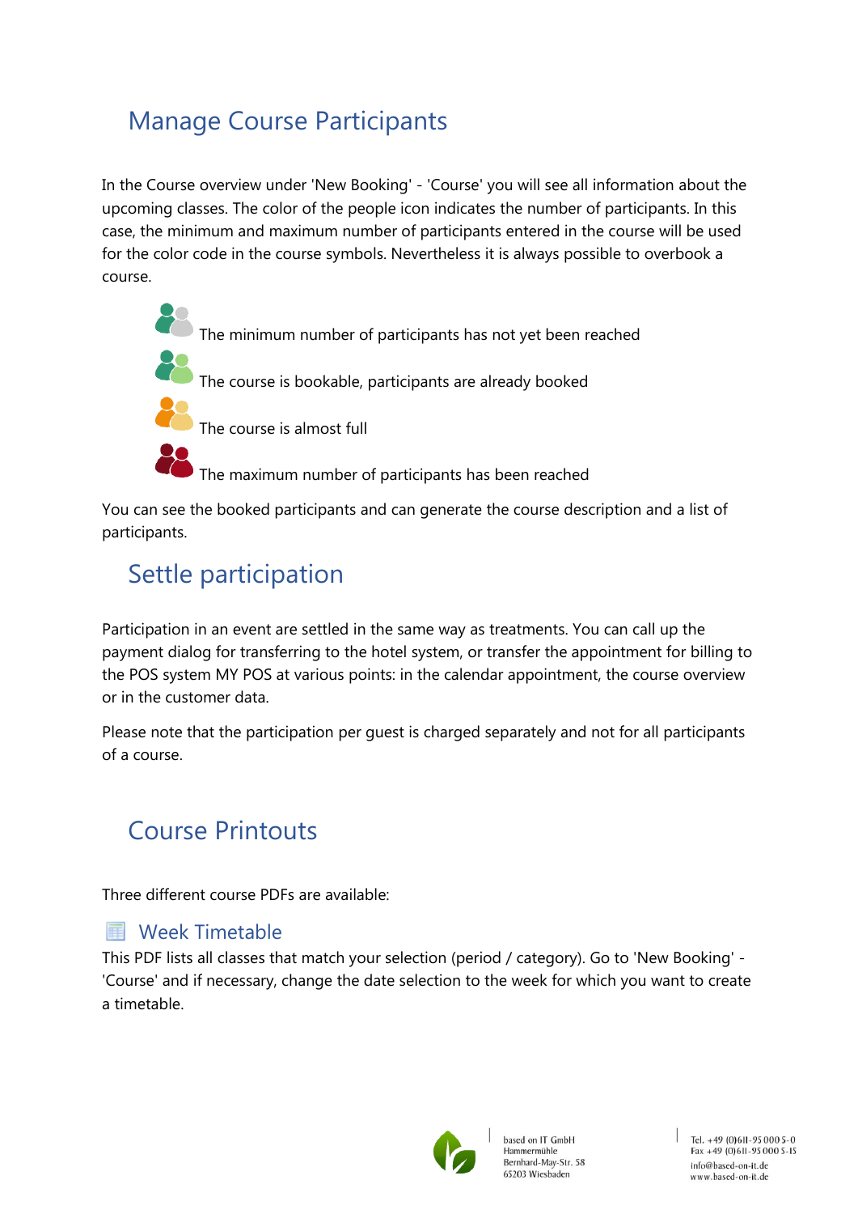## Manage Course Participants

In the Course overview under 'New Booking' - 'Course' you will see all information about the upcoming classes. The color of the people icon indicates the number of participants. In this case, the minimum and maximum number of participants entered in the course will be used for the color code in the course symbols. Nevertheless it is always possible to overbook a course.

- The minimum number of participants has not yet been reached
- The course is bookable, participants are already booked
- The course is almost full
- The maximum number of participants has been reached

You can see the booked participants and can generate the course description and a list of participants.

## Settle participation

Participation in an event are settled in the same way as treatments. You can call up the payment dialog for transferring to the hotel system, or transfer the appointment for billing to the POS system MY POS at various points: in the calendar appointment, the course overview or in the customer data.

Please note that the participation per guest is charged separately and not for all participants of a course.

## Course Printouts

Three different course PDFs are available:

### Week Timetable

This PDF lists all classes that match your selection (period / category). Go to 'New Booking' - 'Course' and if necessary, change the date selection to the week for which you want to create a timetable.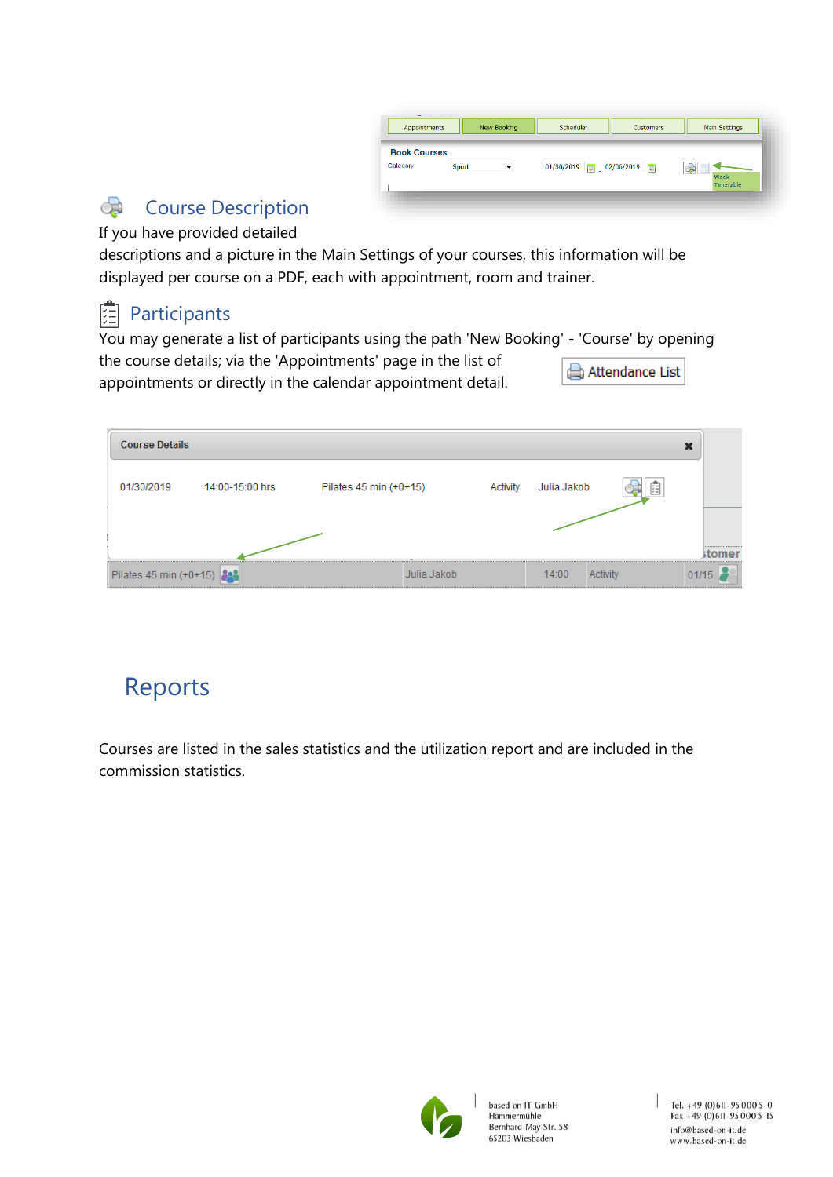## Course Description

If you have provided detailed descriptions and a picture in the Main Settings of your courses, this information will be displayed per course on a PDF, each with appointment, room and trainer.

## Participants

You may generate a list of participants using the path 'New Booking' - 'Course' by opening the course details; via the 'Appointments' page in the list of appointments or directly in the calendar appointment detail.

# Reports

Courses are listed in the sales statistics and the utilization report and are included in the commission statistics.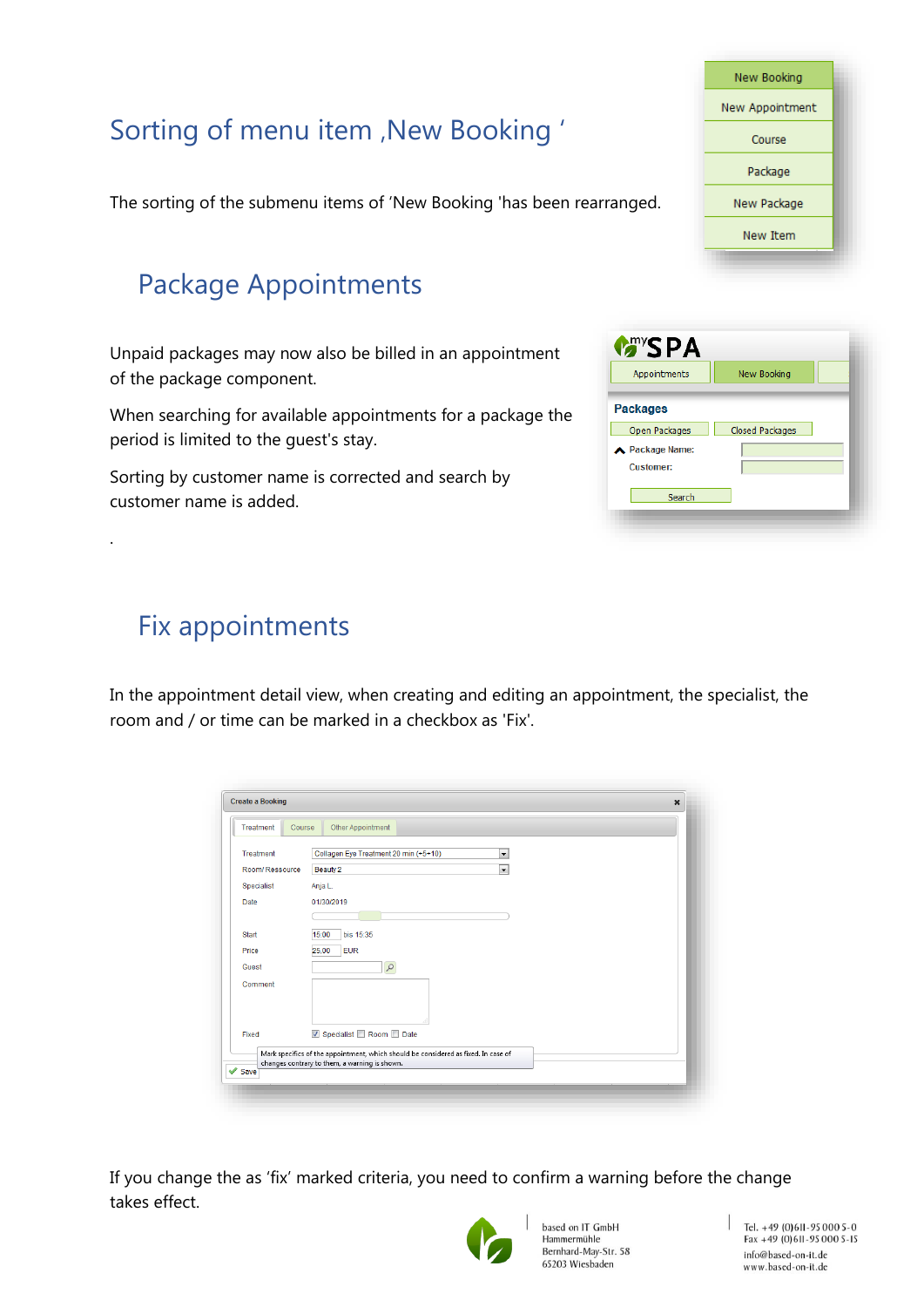# Sorting of menu item ‚New Booking '

The sorting of the submenu items of 'New Booking 'has been rearranged.

## Package Appointments

Unpaid packages may now also be billed in an appointment of the package component.

When searching for available appointments for a package the period is limited to the guest's stay.

Sorting by customer name is corrected and search by customer name is added.

.

## Fix appointments

In the appointment detail view, when creating and editing an appointment, the specialist, the room and / or time can be marked in a checkbox as 'Fix'.

If you change the as 'fix' marked criteria, you need to confirm a warning before the change takes effect.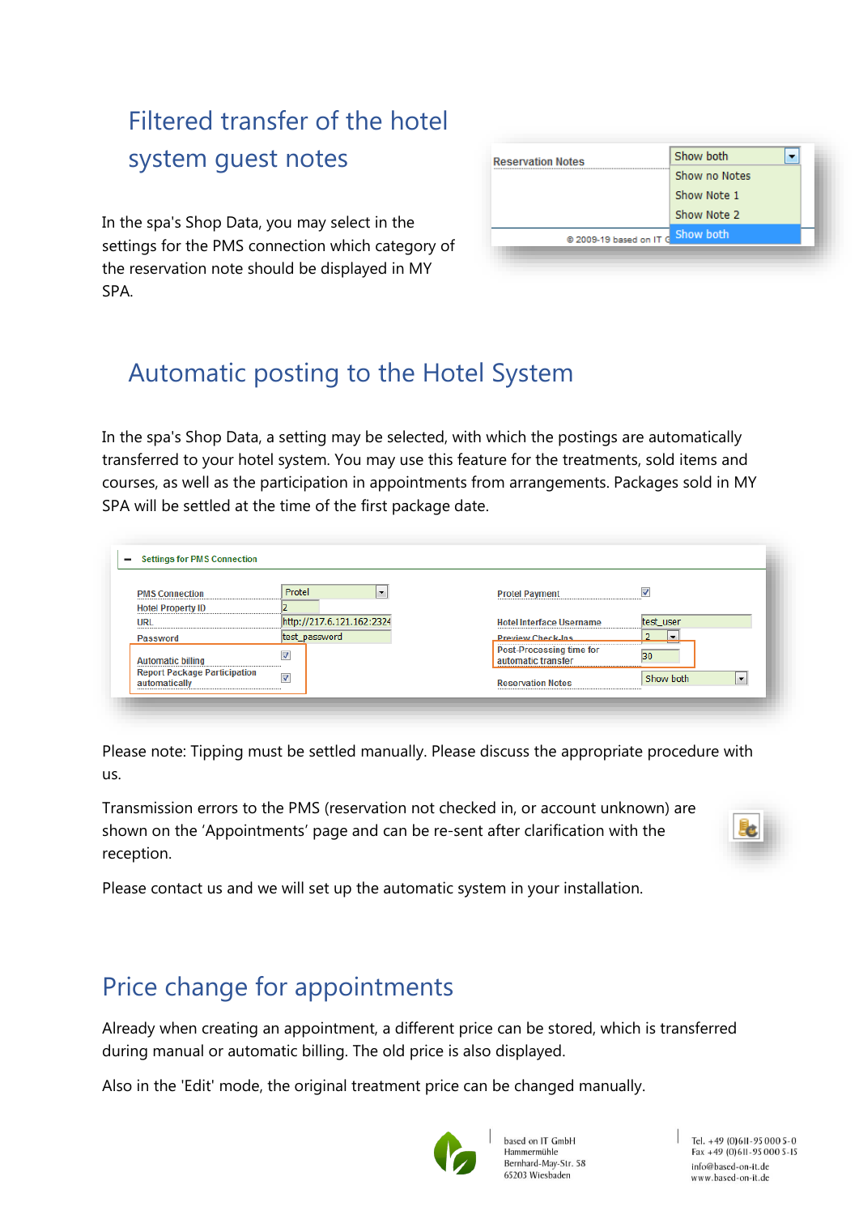## Filtered transfer of the hotel system guest notes

In the spa's Shop Data, you may select in the settings for the PMS connection which category of the reservation note should be displayed in MY SPA.

## Automatic posting to the Hotel System

In the spa's Shop Data, a setting may be selected, with which the postings are automatically transferred to your hotel system. You may use this feature for the treatments, sold items and courses, as well as the participation in appointments from arrangements. Packages sold in MY SPA will be settled at the time of the first package date.

Please note: Tipping must be settled manually. Please discuss the appropriate procedure with us.

Transmission errors to the PMS (reservation not checked in, or account unknown) are shown on the 'Appointments' page and can be re-sent after clarification with the reception.

Please contact us and we will set up the automatic system in your installation.

## Price change for appointments

Already when creating an appointment, a different price can be stored, which is transferred during manual or automatic billing. The old price is also displayed.

Also in the 'Edit' mode, the original treatment price can be changed manually.

based on IT GmbH
Hammermühle
Bernhard-May-Str. 58
65203 Wiesbaden

Tel. +49 (0)611-95 000 5-0
Fax +49 (0)611-95 000 5-15
info@based-on-it.de
www.based-on-it.de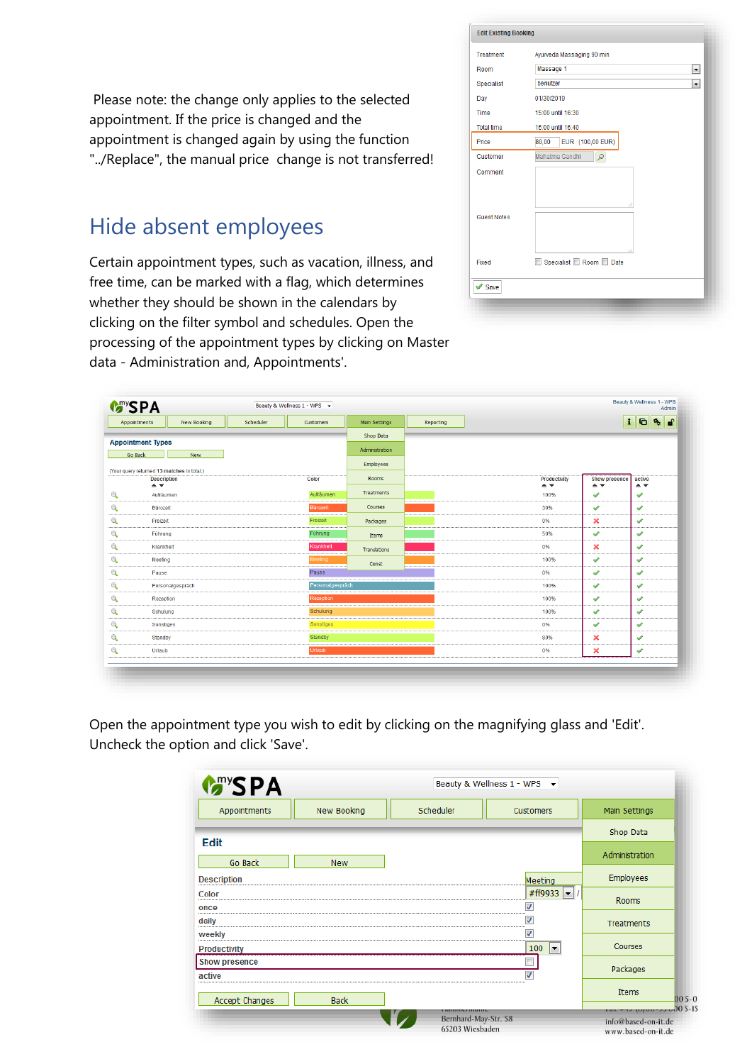Please note: the change only applies to the selected appointment. If the price is changed and the appointment is changed again by using the function "../Replace", the manual price change is not transferred!

## Hide absent employees

Certain appointment types, such as vacation, illness, and free time, can be marked with a flag, which determines whether they should be shown in the calendars by clicking on the filter symbol and schedules. Open the processing of the appointment types by clicking on Master data - Administration and, Appointments'.

Open the appointment type you wish to edit by clicking on the magnifying glass and 'Edit'. Uncheck the option and click 'Save'.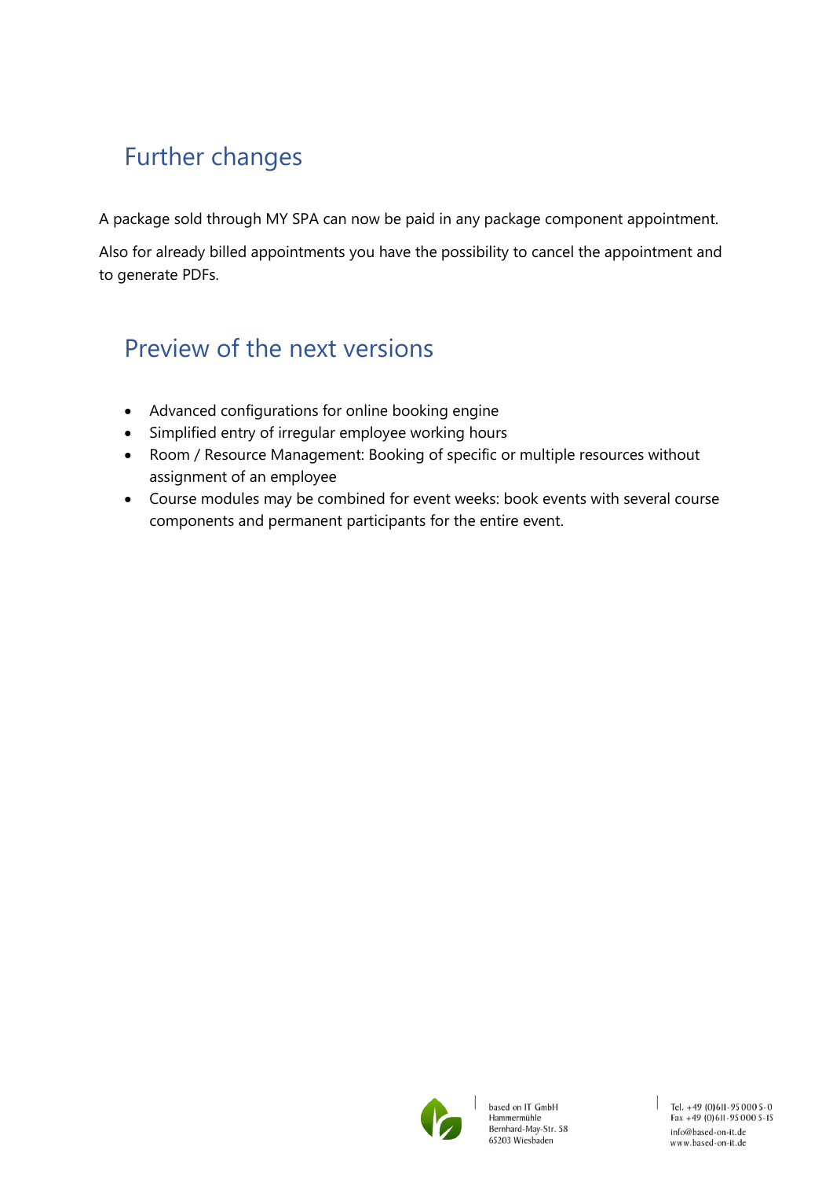## Further changes

A package sold through MY SPA can now be paid in any package component appointment.

Also for already billed appointments you have the possibility to cancel the appointment and to generate PDFs.

## Preview of the next versions

- Advanced configurations for online booking engine
- Simplified entry of irregular employee working hours
- Room / Resource Management: Booking of specific or multiple resources without assignment of an employee
- Course modules may be combined for event weeks: book events with several course components and permanent participants for the entire event.